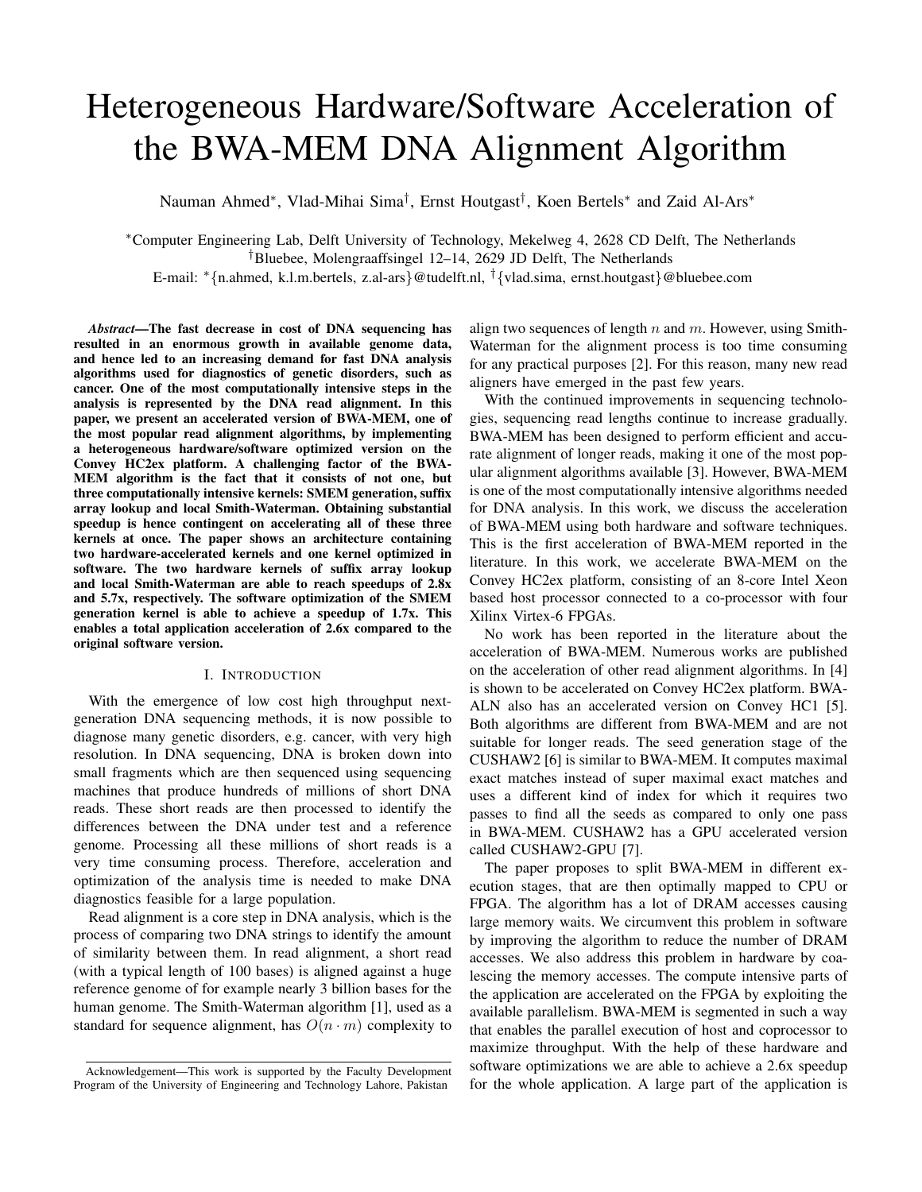# Heterogeneous Hardware/Software Acceleration of the BWA-MEM DNA Alignment Algorithm

Nauman Ahmed*, Vlad-Mihai Sima†, Ernst Houtgast†, Koen Bertels* and Zaid Al-Ars*

*Computer Engineering Lab, Delft University of Technology, Mekelweg 4, 2628 CD Delft, The Netherlands
†Bluebee, Molengraaffsingel 12–14, 2629 JD Delft, The Netherlands
E-mail: *{n.ahmed, k.l.m.bertels, z.al-ars}@tudelft.nl, †{vlad.sima, ernst.houtgast}@bluebee.com

***Abstract*—The fast decrease in cost of DNA sequencing has resulted in an enormous growth in available genome data, and hence led to an increasing demand for fast DNA analysis algorithms used for diagnostics of genetic disorders, such as cancer. One of the most computationally intensive steps in the analysis is represented by the DNA read alignment. In this paper, we present an accelerated version of BWA-MEM, one of the most popular read alignment algorithms, by implementing a heterogeneous hardware/software optimized version on the Convey HC2ex platform. A challenging factor of the BWA-MEM algorithm is the fact that it consists of not one, but three computationally intensive kernels: SMEM generation, suffix array lookup and local Smith-Waterman. Obtaining substantial speedup is hence contingent on accelerating all of these three kernels at once. The paper shows an architecture containing two hardware-accelerated kernels and one kernel optimized in software. The two hardware kernels of suffix array lookup and local Smith-Waterman are able to reach speedups of 2.8x and 5.7x, respectively. The software optimization of the SMEM generation kernel is able to achieve a speedup of 1.7x. This enables a total application acceleration of 2.6x compared to the original software version.**

## I. Introduction

With the emergence of low cost high throughput next-generation DNA sequencing methods, it is now possible to diagnose many genetic disorders, e.g. cancer, with very high resolution. In DNA sequencing, DNA is broken down into small fragments which are then sequenced using sequencing machines that produce hundreds of millions of short DNA reads. These short reads are then processed to identify the differences between the DNA under test and a reference genome. Processing all these millions of short reads is a very time consuming process. Therefore, acceleration and optimization of the analysis time is needed to make DNA diagnostics feasible for a large population.

Read alignment is a core step in DNA analysis, which is the process of comparing two DNA strings to identify the amount of similarity between them. In read alignment, a short read (with a typical length of 100 bases) is aligned against a huge reference genome of for example nearly 3 billion bases for the human genome. The Smith-Waterman algorithm [1], used as a standard for sequence alignment, has $O(n \cdot m)$ complexity to align two sequences of length $n$ and $m$. However, using Smith-Waterman for the alignment process is too time consuming for any practical purposes [2]. For this reason, many new read aligners have emerged in the past few years.

With the continued improvements in sequencing technologies, sequencing read lengths continue to increase gradually. BWA-MEM has been designed to perform efficient and accurate alignment of longer reads, making it one of the most popular alignment algorithms available [3]. However, BWA-MEM is one of the most computationally intensive algorithms needed for DNA analysis. In this work, we discuss the acceleration of BWA-MEM using both hardware and software techniques. This is the first acceleration of BWA-MEM reported in the literature. In this work, we accelerate BWA-MEM on the Convey HC2ex platform, consisting of an 8-core Intel Xeon based host processor connected to a co-processor with four Xilinx Virtex-6 FPGAs.

No work has been reported in the literature about the acceleration of BWA-MEM. Numerous works are published on the acceleration of other read alignment algorithms. In [4] is shown to be accelerated on Convey HC2ex platform. BWA-ALN also has an accelerated version on Convey HC1 [5]. Both algorithms are different from BWA-MEM and are not suitable for longer reads. The seed generation stage of the CUSHAW2 [6] is similar to BWA-MEM. It computes maximal exact matches instead of super maximal exact matches and uses a different kind of index for which it requires two passes to find all the seeds as compared to only one pass in BWA-MEM. CUSHAW2 has a GPU accelerated version called CUSHAW2-GPU [7].

The paper proposes to split BWA-MEM in different execution stages, that are then optimally mapped to CPU or FPGA. The algorithm has a lot of DRAM accesses causing large memory waits. We circumvent this problem in software by improving the algorithm to reduce the number of DRAM accesses. We also address this problem in hardware by coalescing the memory accesses. The compute intensive parts of the application are accelerated on the FPGA by exploiting the available parallelism. BWA-MEM is segmented in such a way that enables the parallel execution of host and coprocessor to maximize throughput. With the help of these hardware and software optimizations we are able to achieve a 2.6x speedup for the whole application. A large part of the application is

Acknowledgement—This work is supported by the Faculty Development Program of the University of Engineering and Technology Lahore, Pakistan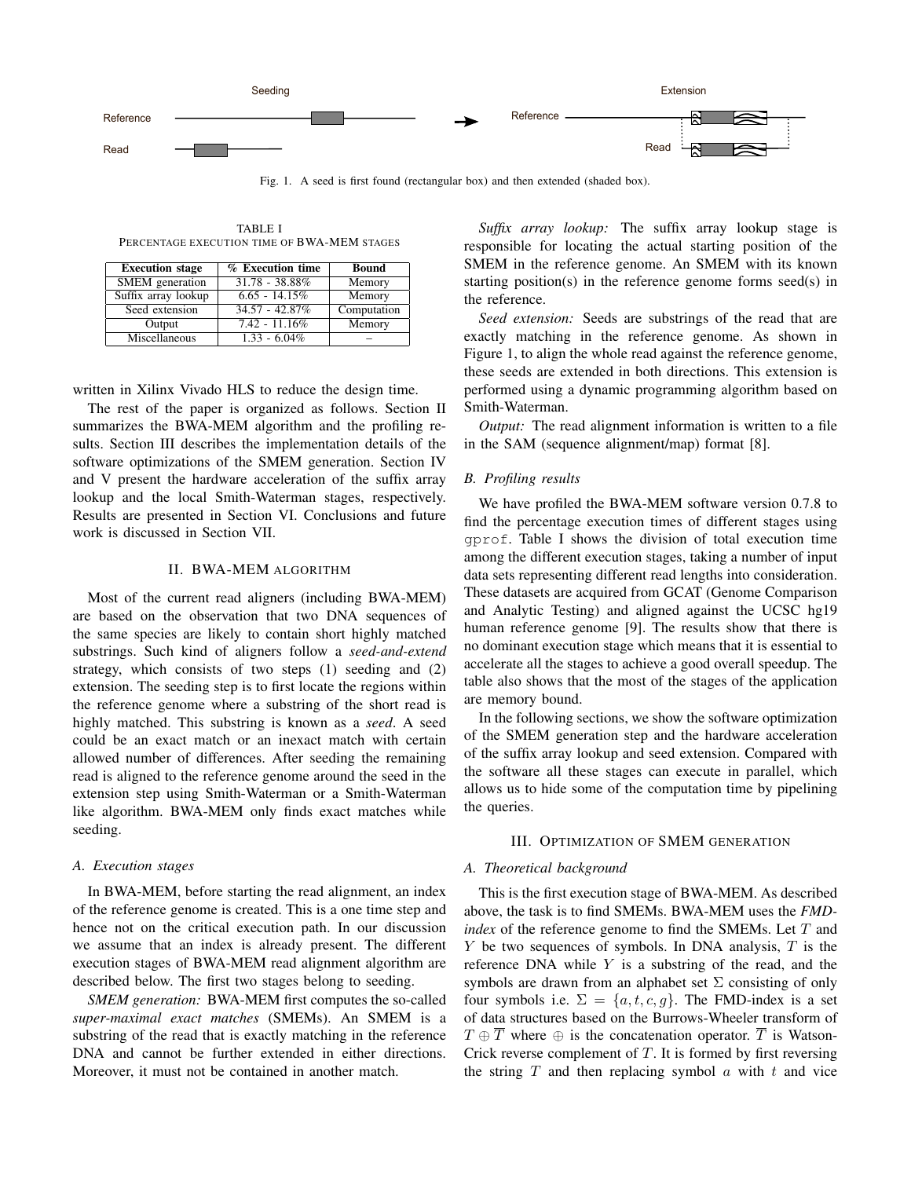Fig. 1. A seed is first found (rectangular box) and then extended (shaded box).

TABLE I
PERCENTAGE EXECUTION TIME OF BWA-MEM STAGES

| Execution stage | % Execution time | Bound |
|---|---|---|
| SMEM generation | 31.78 - 38.88% | Memory |
| Suffix array lookup | 6.65 - 14.15% | Memory |
| Seed extension | 34.57 - 42.87% | Computation |
| Output | 7.42 - 11.16% | Memory |
| Miscellaneous | 1.33 - 6.04% | – |

written in Xilinx Vivado HLS to reduce the design time.

The rest of the paper is organized as follows. Section II summarizes the BWA-MEM algorithm and the profiling results. Section III describes the implementation details of the software optimizations of the SMEM generation. Section IV and V present the hardware acceleration of the suffix array lookup and the local Smith-Waterman stages, respectively. Results are presented in Section VI. Conclusions and future work is discussed in Section VII.

## II. BWA-MEM ALGORITHM

Most of the current read aligners (including BWA-MEM) are based on the observation that two DNA sequences of the same species are likely to contain short highly matched substrings. Such kind of aligners follow a *seed-and-extend* strategy, which consists of two steps (1) seeding and (2) extension. The seeding step is to first locate the regions within the reference genome where a substring of the short read is highly matched. This substring is known as a *seed*. A seed could be an exact match or an inexact match with certain allowed number of differences. After seeding the remaining read is aligned to the reference genome around the seed in the extension step using Smith-Waterman or a Smith-Waterman like algorithm. BWA-MEM only finds exact matches while seeding.

### A. Execution stages

In BWA-MEM, before starting the read alignment, an index of the reference genome is created. This is a one time step and hence not on the critical execution path. In our discussion we assume that an index is already present. The different execution stages of BWA-MEM read alignment algorithm are described below. The first two stages belong to seeding.

*SMEM generation:* BWA-MEM first computes the so-called *super-maximal exact matches* (SMEMs). An SMEM is a substring of the read that is exactly matching in the reference DNA and cannot be further extended in either directions. Moreover, it must not be contained in another match.

*Suffix array lookup:* The suffix array lookup stage is responsible for locating the actual starting position of the SMEM in the reference genome. An SMEM with its known starting position(s) in the reference genome forms seed(s) in the reference.

*Seed extension:* Seeds are substrings of the read that are exactly matching in the reference genome. As shown in Figure 1, to align the whole read against the reference genome, these seeds are extended in both directions. This extension is performed using a dynamic programming algorithm based on Smith-Waterman.

*Output:* The read alignment information is written to a file in the SAM (sequence alignment/map) format [8].

### B. Profiling results

We have profiled the BWA-MEM software version 0.7.8 to find the percentage execution times of different stages using `gprof`. Table I shows the division of total execution time among the different execution stages, taking a number of input data sets representing different read lengths into consideration. These datasets are acquired from GCAT (Genome Comparison and Analytic Testing) and aligned against the UCSC hg19 human reference genome [9]. The results show that there is no dominant execution stage which means that it is essential to accelerate all the stages to achieve a good overall speedup. The table also shows that the most of the stages of the application are memory bound.

In the following sections, we show the software optimization of the SMEM generation step and the hardware acceleration of the suffix array lookup and seed extension. Compared with the software all these stages can execute in parallel, which allows us to hide some of the computation time by pipelining the queries.

## III. OPTIMIZATION OF SMEM GENERATION

### A. Theoretical background

This is the first execution stage of BWA-MEM. As described above, the task is to find SMEMs. BWA-MEM uses the *FMD-index* of the reference genome to find the SMEMs. Let $T$ and $Y$ be two sequences of symbols. In DNA analysis, $T$ is the reference DNA while $Y$ is a substring of the read, and the symbols are drawn from an alphabet set $\Sigma$ consisting of only four symbols i.e. $\Sigma = \{a, t, c, g\}$. The FMD-index is a set of data structures based on the Burrows-Wheeler transform of $T \oplus \overline{T}$ where $\oplus$ is the concatenation operator. $\overline{T}$ is Watson-Crick reverse complement of $T$. It is formed by first reversing the string $T$ and then replacing symbol $a$ with $t$ and vice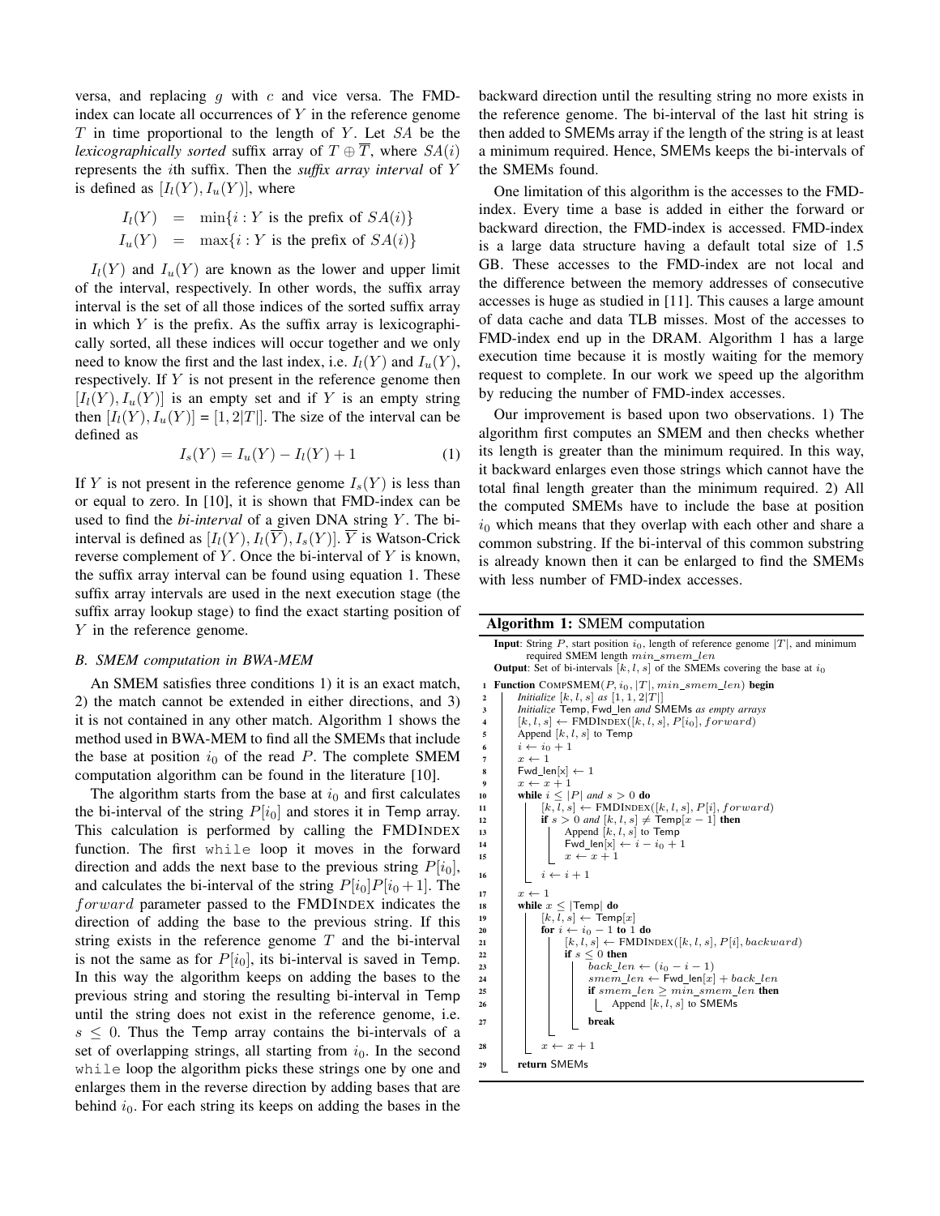versa, and replacing $g$ with $c$ and vice versa. The FMD-index can locate all occurrences of $Y$ in the reference genome $T$ in time proportional to the length of $Y$. Let $SA$ be the *lexicographically sorted* suffix array of $T \oplus \overline{T}$, where $SA(i)$ represents the $i$th suffix. Then the *suffix array interval* of $Y$ is defined as $[I_l(Y), I_u(Y)]$, where

$$I_l(Y) = \min\{i : Y \text{ is the prefix of } SA(i)\}$$
$$I_u(Y) = \max\{i : Y \text{ is the prefix of } SA(i)\}$$

$I_l(Y)$ and $I_u(Y)$ are known as the lower and upper limit of the interval, respectively. In other words, the suffix array interval is the set of all those indices of the sorted suffix array in which $Y$ is the prefix. As the suffix array is lexicographically sorted, all these indices will occur together and we only need to know the first and the last index, i.e. $I_l(Y)$ and $I_u(Y)$, respectively. If $Y$ is not present in the reference genome then $[I_l(Y), I_u(Y)]$ is an empty set and if $Y$ is an empty string then $[I_l(Y), I_u(Y)] = [1, 2|T|]$. The size of the interval can be defined as

$$I_s(Y) = I_u(Y) - I_l(Y) + 1 \quad (1)$$

If $Y$ is not present in the reference genome $I_s(Y)$ is less than or equal to zero. In [10], it is shown that FMD-index can be used to find the *bi-interval* of a given DNA string $Y$. The bi-interval is defined as $[I_l(Y), I_l(\overline{Y}), I_s(Y)]$. $\overline{Y}$ is Watson-Crick reverse complement of $Y$. Once the bi-interval of $Y$ is known, the suffix array interval can be found using equation 1. These suffix array intervals are used in the next execution stage (the suffix array lookup stage) to find the exact starting position of $Y$ in the reference genome.

### B. SMEM computation in BWA-MEM

An SMEM satisfies three conditions 1) it is an exact match, 2) the match cannot be extended in either directions, and 3) it is not contained in any other match. Algorithm 1 shows the method used in BWA-MEM to find all the SMEMs that include the base at position $i_0$ of the read $P$. The complete SMEM computation algorithm can be found in the literature [10].

The algorithm starts from the base at $i_0$ and first calculates the bi-interval of the string $P[i_0]$ and stores it in Temp array. This calculation is performed by calling the FMDINDEX function. The first `while` loop it moves in the forward direction and adds the next base to the previous string $P[i_0]$, and calculates the bi-interval of the string $P[i_0]P[i_0+1]$. The $forward$ parameter passed to the FMDINDEX indicates the direction of adding the base to the previous string. If this string exists in the reference genome $T$ and the bi-interval is not the same as for $P[i_0]$, its bi-interval is saved in Temp. In this way the algorithm keeps on adding the bases to the previous string and storing the resulting bi-interval in Temp until the string does not exist in the reference genome, i.e. $s \leq 0$. Thus the Temp array contains the bi-intervals of a set of overlapping strings, all starting from $i_0$. In the second `while` loop the algorithm picks these strings one by one and enlarges them in the reverse direction by adding bases that are behind $i_0$. For each string its keeps on adding the bases in the backward direction until the resulting string no more exists in the reference genome. The bi-interval of the last hit string is then added to SMEMs array if the length of the string is at least a minimum required. Hence, SMEMs keeps the bi-intervals of the SMEMs found.

One limitation of this algorithm is the accesses to the FMD-index. Every time a base is added in either the forward or backward direction, the FMD-index is accessed. FMD-index is a large data structure having a default total size of 1.5 GB. These accesses to the FMD-index are not local and the difference between the memory addresses of consecutive accesses is huge as studied in [11]. This causes a large amount of data cache and data TLB misses. Most of the accesses to FMD-index end up in the DRAM. Algorithm 1 has a large execution time because it is mostly waiting for the memory request to complete. In our work we speed up the algorithm by reducing the number of FMD-index accesses.

Our improvement is based upon two observations. 1) The algorithm first computes an SMEM and then checks whether its length is greater than the minimum required. In this way, it backward enlarges even those strings which cannot have the total final length greater than the minimum required. 2) All the computed SMEMs have to include the base at position $i_0$ which means that they overlap with each other and share a common substring. If the bi-interval of this common substring is already known then it can be enlarged to find the SMEMs with less number of FMD-index accesses.

**Algorithm 1:** SMEM computation

**Input**: String $P$, start position $i_0$, length of reference genome $|T|$, and minimum required SMEM length $min\_smem\_len$
**Output**: Set of bi-intervals $[k, l, s]$ of the SMEMs covering the base at $i_0$

```
1  Function COMPSMEM(P, i0, |T|, min_smem_len) begin
2      Initialize [k, l, s] as [1, 1, 2|T|]
3      Initialize Temp, Fwd_len and SMEMs as empty arrays
4      [k, l, s] ← FMDINDEX([k, l, s], P[i0], forward)
5      Append [k, l, s] to Temp
6      i ← i0 + 1
7      x ← 1
8      Fwd_len[x] ← 1
9      x ← x + 1
10     while i ≤ |P| and s > 0 do
11         [k, l, s] ← FMDINDEX([k, l, s], P[i], forward)
12         if s > 0 and [k, l, s] ≠ Temp[x − 1] then
13             Append [k, l, s] to Temp
14             Fwd_len[x] ← i − i0 + 1
15             x ← x + 1
16         i ← i + 1
17     x ← 1
18     while x ≤ |Temp| do
19         [k, l, s] ← Temp[x]
20         for i ← i0 − 1 to 1 do
21             [k, l, s] ← FMDINDEX([k, l, s], P[i], backward)
22             if s ≤ 0 then
23                 back_len ← (i0 − i − 1)
24                 smem_len ← Fwd_len[x] + back_len
25                 if smem_len ≥ min_smem_len then
26                     Append [k, l, s] to SMEMs
27                 break
28         x ← x + 1
29     return SMEMs
```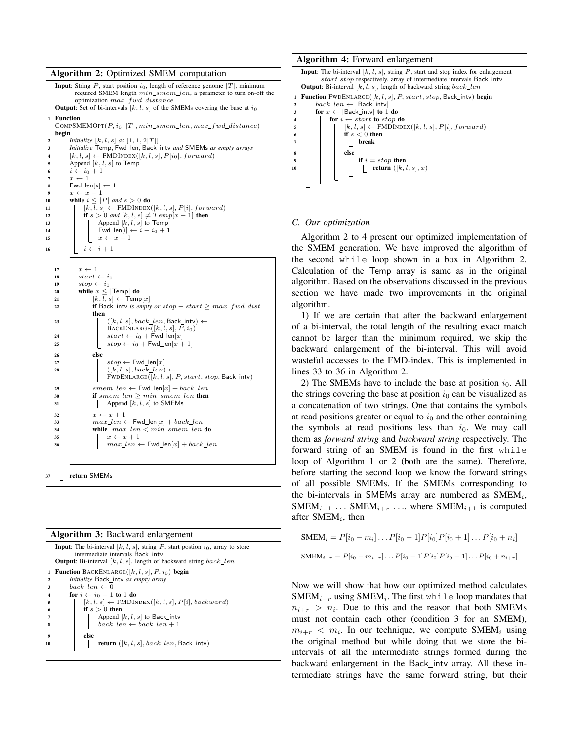**Algorithm 2:** Optimized SMEM computation

```
Input: String P, start position i_0, length of reference genome |T|, minimum
       required SMEM length min_smem_len, a parameter to turn on-off the
       optimization max_fwd_distance
Output: Set of bi-intervals [k, l, s] of the SMEMs covering the base at i_0

1  Function
   COMPSMEMOPT(P, i_0, |T|, min_smem_len, max_fwd_distance)
   begin
2      Initialize [k, l, s] as [1, 1, 2|T|]
3      Initialize Temp, Fwd_len, Back_intv and SMEMs as empty arrays
4      [k, l, s] ← FMDINDEX([k, l, s], P[i_0], forward)
5      Append [k, l, s] to Temp
6      i ← i_0 + 1
7      x ← 1
8      Fwd_len[x] ← 1
9      x ← x + 1
10     while i ≤ |P| and s > 0 do
11         [k, l, s] ← FMDINDEX([k, l, s], P[i], forward)
12         if s > 0 and [k, l, s] ≠ Temp[x − 1] then
13             Append [k, l, s] to Temp
14             Fwd_len[i] ← i − i_0 + 1
15             x ← x + 1
16         i ← i + 1

17     x ← 1
18     start ← i_0
19     stop ← i_0
20     while x ≤ |Temp| do
21         [k, l, s] ← Temp[x]
22         if Back_intv is empty or stop − start ≥ max_fwd_dist
           then
23             ([k, l, s], back_len, Back_intv) ←
               BACKENLARGE([k, l, s], P, i_0)
24             start ← i_0 + Fwd_len[x]
25             stop ← i_0 + Fwd_len[x + 1]
26         else
27             stop ← Fwd_len[x]
28             ([k, l, s], back_len) ←
               FWDENLARGE([k, l, s], P, start, stop, Back_intv)
29         smem_len ← Fwd_len[x] + back_len
30         if smem_len ≥ min_smem_len then
31             Append [k, l, s] to SMEMs
32         x ← x + 1
33         max_len ← Fwd_len[x] + back_len
34         while max_len < min_smem_len do
35             x ← x + 1
36             max_len ← Fwd_len[x] + back_len

37     return SMEMs
```

**Algorithm 3:** Backward enlargement

```
Input: The bi-interval [k, l, s], string P, start postion i_0, array to store
       intermediate intervals Back_intv
Output: Bi-interval [k, l, s], length of backward string back_len

1  Function BACKENLARGE([k, l, s], P, i_0) begin
2      Initialize Back_intv as empty array
3      back_len ← 0
4      for i ← i_0 − 1 to 1 do
5          [k, l, s] ← FMDINDEX([k, l, s], P[i], backward)
6          if s > 0 then
7              Append [k, l, s] to Back_intv
8              back_len ← back_len + 1
9          else
10             return ([k, l, s], back_len, Back_intv)
```

**Algorithm 4:** Forward enlargement

```
Input: The bi-interval [k, l, s], string P, start and stop index for enlargement
       start stop respectively, array of intermediate intervals Back_intv
Output: Bi-interval [k, l, s], length of backward string back_len

1  Function FWDENLARGE([k, l, s], P, start, stop, Back_intv) begin
2      back_len ← |Back_intv|
3      for x ← |Back_intv| to 1 do
4          for i ← start to stop do
5              [k, l, s] ← FMDINDEX([k, l, s], P[i], forward)
6              if s < 0 then
7                  break
8              else
9                  if i = stop then
10                     return ([k, l, s], x)
```

### C. Our optimization

Algorithm 2 to 4 present our optimized implementation of the SMEM generation. We have improved the algorithm of the second `while` loop shown in a box in Algorithm 2. Calculation of the Temp array is same as in the original algorithm. Based on the observations discussed in the previous section we have made two improvements in the original algorithm.

1) If we are certain that after the backward enlargement of a bi-interval, the total length of the resulting exact match cannot be larger than the minimum required, we skip the backward enlargement of the bi-interval. This will avoid wasteful accesses to the FMD-index. This is implemented in lines 33 to 36 in Algorithm 2.

2) The SMEMs have to include the base at position $i_0$. All the strings covering the base at position $i_0$ can be visualized as a concatenation of two strings. One that contains the symbols at read positions greater or equal to $i_0$ and the other containing the symbols at read positions less than $i_0$. We may call them as *forward string* and *backward string* respectively. The forward string of an SMEM is found in the first `while` loop of Algorithm 1 or 2 (both are the same). Therefore, before starting the second loop we know the forward strings of all possible SMEMs. If the SMEMs corresponding to the bi-intervals in SMEMs array are numbered as $\text{SMEM}_i$, $\text{SMEM}_{i+1}$ ... $\text{SMEM}_{i+r}$ ..., where $\text{SMEM}_{i+1}$ is computed after $\text{SMEM}_i$, then

$$\text{SMEM}_i = P[i_0 - m_i] \dots P[i_0 - 1]P[i_0]P[i_0 + 1] \dots P[i_0 + n_i]$$

$$\text{SMEM}_{i+r} = P[i_0 - m_{i+r}] \dots P[i_0 - 1]P[i_0]P[i_0 + 1] \dots P[i_0 + n_{i+r}]$$

Now we will show that how our optimized method calculates $\text{SMEM}_{i+r}$ using $\text{SMEM}_i$. The first `while` loop mandates that $n_{i+r} > n_i$. Due to this and the reason that both SMEMs must not contain each other (condition 3 for an SMEM), $m_{i+r} < m_i$. In our technique, we compute $\text{SMEM}_i$ using the original method but while doing that we store the bi-intervals of all the intermediate strings formed during the backward enlargement in the Back_intv array. All these intermediate strings have the same forward string, but their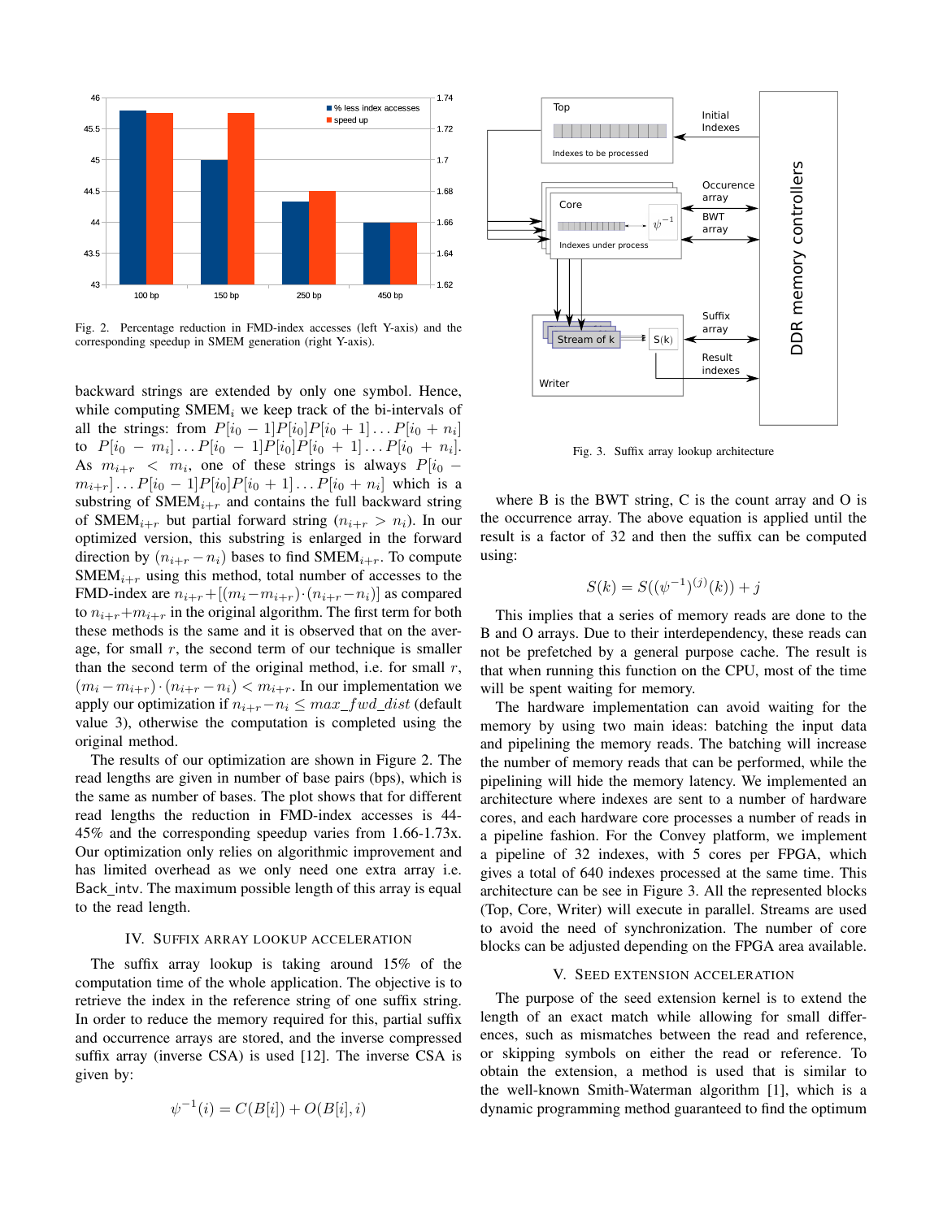Fig. 2. Percentage reduction in FMD-index accesses (left Y-axis) and the corresponding speedup in SMEM generation (right Y-axis).

backward strings are extended by only one symbol. Hence, while computing SMEM$_i$ we keep track of the bi-intervals of all the strings: from $P[i_0 - 1]P[i_0]P[i_0 + 1] \dots P[i_0 + n_i]$ to $P[i_0 - m_i] \dots P[i_0 - 1]P[i_0]P[i_0 + 1] \dots P[i_0 + n_i]$. As $m_{i+r} < m_i$, one of these strings is always $P[i_0 - m_{i+r}] \dots P[i_0 - 1]P[i_0]P[i_0 + 1] \dots P[i_0 + n_i]$ which is a substring of SMEM$_{i+r}$ and contains the full backward string of SMEM$_{i+r}$ but partial forward string ($n_{i+r} > n_i$). In our optimized version, this substring is enlarged in the forward direction by $(n_{i+r} - n_i)$ bases to find SMEM$_{i+r}$. To compute SMEM$_{i+r}$ using this method, total number of accesses to the FMD-index are $n_{i+r} + [(m_i - m_{i+r}) \cdot (n_{i+r} - n_i)]$ as compared to $n_{i+r} + m_{i+r}$ in the original algorithm. The first term for both these methods is the same and it is observed that on the average, for small $r$, the second term of our technique is smaller than the second term of the original method, i.e. for small $r$, $(m_i - m_{i+r}) \cdot (n_{i+r} - n_i) < m_{i+r}$. In our implementation we apply our optimization if $n_{i+r} - n_i \leq max\_fwd\_dist$ (default value 3), otherwise the computation is completed using the original method.

The results of our optimization are shown in Figure 2. The read lengths are given in number of base pairs (bps), which is the same as number of bases. The plot shows that for different read lengths the reduction in FMD-index accesses is 44-45% and the corresponding speedup varies from 1.66-1.73x. Our optimization only relies on algorithmic improvement and has limited overhead as we only need one extra array i.e. Back_intv. The maximum possible length of this array is equal to the read length.

## IV. Suffix Array Lookup Acceleration

The suffix array lookup is taking around 15% of the computation time of the whole application. The objective is to retrieve the index in the reference string of one suffix string. In order to reduce the memory required for this, partial suffix and occurrence arrays are stored, and the inverse compressed suffix array (inverse CSA) is used [12]. The inverse CSA is given by:

$$\psi^{-1}(i) = C(B[i]) + O(B[i], i)$$

Fig. 3. Suffix array lookup architecture

where B is the BWT string, C is the count array and O is the occurrence array. The above equation is applied until the result is a factor of 32 and then the suffix can be computed using:

$$S(k) = S((\psi^{-1})^{(j)}(k)) + j$$

This implies that a series of memory reads are done to the B and O arrays. Due to their interdependency, these reads can not be prefetched by a general purpose cache. The result is that when running this function on the CPU, most of the time will be spent waiting for memory.

The hardware implementation can avoid waiting for the memory by using two main ideas: batching the input data and pipelining the memory reads. The batching will increase the number of memory reads that can be performed, while the pipelining will hide the memory latency. We implemented an architecture where indexes are sent to a number of hardware cores, and each hardware core processes a number of reads in a pipeline fashion. For the Convey platform, we implement a pipeline of 32 indexes, with 5 cores per FPGA, which gives a total of 640 indexes processed at the same time. This architecture can be see in Figure 3. All the represented blocks (Top, Core, Writer) will execute in parallel. Streams are used to avoid the need of synchronization. The number of core blocks can be adjusted depending on the FPGA area available.

## V. Seed Extension Acceleration

The purpose of the seed extension kernel is to extend the length of an exact match while allowing for small differences, such as mismatches between the read and reference, or skipping symbols on either the read or reference. To obtain the extension, a method is used that is similar to the well-known Smith-Waterman algorithm [1], which is a dynamic programming method guaranteed to find the optimum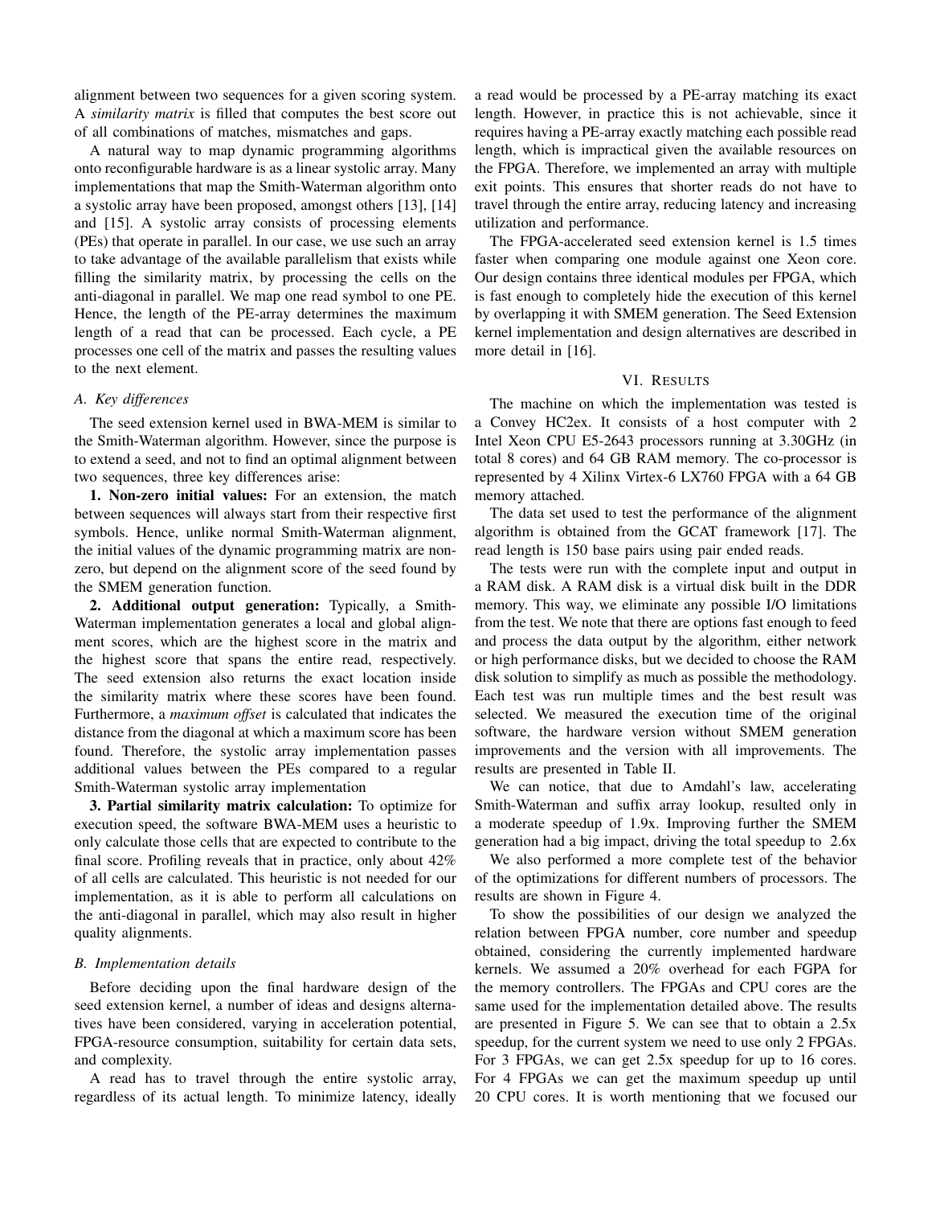alignment between two sequences for a given scoring system. A *similarity matrix* is filled that computes the best score out of all combinations of matches, mismatches and gaps.

A natural way to map dynamic programming algorithms onto reconfigurable hardware is as a linear systolic array. Many implementations that map the Smith-Waterman algorithm onto a systolic array have been proposed, amongst others [13], [14] and [15]. A systolic array consists of processing elements (PEs) that operate in parallel. In our case, we use such an array to take advantage of the available parallelism that exists while filling the similarity matrix, by processing the cells on the anti-diagonal in parallel. We map one read symbol to one PE. Hence, the length of the PE-array determines the maximum length of a read that can be processed. Each cycle, a PE processes one cell of the matrix and passes the resulting values to the next element.

### *A. Key differences*

The seed extension kernel used in BWA-MEM is similar to the Smith-Waterman algorithm. However, since the purpose is to extend a seed, and not to find an optimal alignment between two sequences, three key differences arise:

**1. Non-zero initial values:** For an extension, the match between sequences will always start from their respective first symbols. Hence, unlike normal Smith-Waterman alignment, the initial values of the dynamic programming matrix are non-zero, but depend on the alignment score of the seed found by the SMEM generation function.

**2. Additional output generation:** Typically, a Smith-Waterman implementation generates a local and global alignment scores, which are the highest score in the matrix and the highest score that spans the entire read, respectively. The seed extension also returns the exact location inside the similarity matrix where these scores have been found. Furthermore, a *maximum offset* is calculated that indicates the distance from the diagonal at which a maximum score has been found. Therefore, the systolic array implementation passes additional values between the PEs compared to a regular Smith-Waterman systolic array implementation

**3. Partial similarity matrix calculation:** To optimize for execution speed, the software BWA-MEM uses a heuristic to only calculate those cells that are expected to contribute to the final score. Profiling reveals that in practice, only about 42% of all cells are calculated. This heuristic is not needed for our implementation, as it is able to perform all calculations on the anti-diagonal in parallel, which may also result in higher quality alignments.

### *B. Implementation details*

Before deciding upon the final hardware design of the seed extension kernel, a number of ideas and designs alternatives have been considered, varying in acceleration potential, FPGA-resource consumption, suitability for certain data sets, and complexity.

A read has to travel through the entire systolic array, regardless of its actual length. To minimize latency, ideally a read would be processed by a PE-array matching its exact length. However, in practice this is not achievable, since it requires having a PE-array exactly matching each possible read length, which is impractical given the available resources on the FPGA. Therefore, we implemented an array with multiple exit points. This ensures that shorter reads do not have to travel through the entire array, reducing latency and increasing utilization and performance.

The FPGA-accelerated seed extension kernel is 1.5 times faster when comparing one module against one Xeon core. Our design contains three identical modules per FPGA, which is fast enough to completely hide the execution of this kernel by overlapping it with SMEM generation. The Seed Extension kernel implementation and design alternatives are described in more detail in [16].

## VI. Results

The machine on which the implementation was tested is a Convey HC2ex. It consists of a host computer with 2 Intel Xeon CPU E5-2643 processors running at 3.30GHz (in total 8 cores) and 64 GB RAM memory. The co-processor is represented by 4 Xilinx Virtex-6 LX760 FPGA with a 64 GB memory attached.

The data set used to test the performance of the alignment algorithm is obtained from the GCAT framework [17]. The read length is 150 base pairs using pair ended reads.

The tests were run with the complete input and output in a RAM disk. A RAM disk is a virtual disk built in the DDR memory. This way, we eliminate any possible I/O limitations from the test. We note that there are options fast enough to feed and process the data output by the algorithm, either network or high performance disks, but we decided to choose the RAM disk solution to simplify as much as possible the methodology. Each test was run multiple times and the best result was selected. We measured the execution time of the original software, the hardware version without SMEM generation improvements and the version with all improvements. The results are presented in Table II.

We can notice, that due to Amdahl's law, accelerating Smith-Waterman and suffix array lookup, resulted only in a moderate speedup of 1.9x. Improving further the SMEM generation had a big impact, driving the total speedup to 2.6x

We also performed a more complete test of the behavior of the optimizations for different numbers of processors. The results are shown in Figure 4.

To show the possibilities of our design we analyzed the relation between FPGA number, core number and speedup obtained, considering the currently implemented hardware kernels. We assumed a 20% overhead for each FGPA for the memory controllers. The FPGAs and CPU cores are the same used for the implementation detailed above. The results are presented in Figure 5. We can see that to obtain a 2.5x speedup, for the current system we need to use only 2 FPGAs. For 3 FPGAs, we can get 2.5x speedup for up to 16 cores. For 4 FPGAs we can get the maximum speedup up until 20 CPU cores. It is worth mentioning that we focused our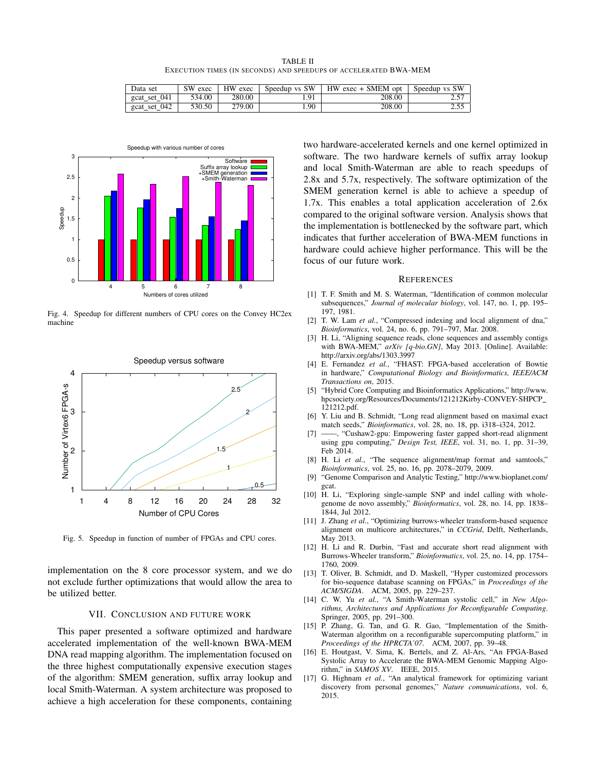TABLE II
EXECUTION TIMES (IN SECONDS) AND SPEEDUPS OF ACCELERATED BWA-MEM

| Data set | SW exec | HW exec | Speedup vs SW | HW exec + SMEM opt | Speedup vs SW |
|---|---|---|---|---|---|
| gcat_set_041 | 534.00 | 280.00 | 1.91 | 208.00 | 2.57 |
| gcat_set_042 | 530.50 | 279.00 | 1.90 | 208.00 | 2.55 |

Speedup with various number of cores

Speedup

0
0.5
1
1.5
2
2.5
3

Software
Suffix array lookup
+SMEM generation
+Smith-Waterman

4
5
6
7
8

Numbers of cores utilized

Fig. 4. Speedup for different numbers of CPU cores on the Convey HC2ex machine

Speedup versus software

Number of Virtex6 FPGA-s

1
2
3
4

2.5
2
1.5
1
0.5

1
4
8
12
16
20
24
28
32

Number of CPU Cores

Fig. 5. Speedup in function of number of FPGAs and CPU cores.

implementation on the 8 core processor system, and we do not exclude further optimizations that would allow the area to be utilized better.

## VII. Conclusion and Future Work

This paper presented a software optimized and hardware accelerated implementation of the well-known BWA-MEM DNA read mapping algorithm. The implementation focused on the three highest computationally expensive execution stages of the algorithm: SMEM generation, suffix array lookup and local Smith-Waterman. A system architecture was proposed to achieve a high acceleration for these components, containing two hardware-accelerated kernels and one kernel optimized in software. The two hardware kernels of suffix array lookup and local Smith-Waterman are able to reach speedups of 2.8x and 5.7x, respectively. The software optimization of the SMEM generation kernel is able to achieve a speedup of 1.7x. This enables a total application acceleration of 2.6x compared to the original software version. Analysis shows that the implementation is bottlenecked by the software part, which indicates that further acceleration of BWA-MEM functions in hardware could achieve higher performance. This will be the focus of our future work.

## References

[1] T. F. Smith and M. S. Waterman, "Identification of common molecular subsequences," *Journal of molecular biology*, vol. 147, no. 1, pp. 195–197, 1981.

[2] T. W. Lam *et al.*, "Compressed indexing and local alignment of dna," *Bioinformatics*, vol. 24, no. 6, pp. 791–797, Mar. 2008.

[3] H. Li, "Aligning sequence reads, clone sequences and assembly contigs with BWA-MEM," *arXiv [q-bio.GN]*, May 2013. [Online]. Available: http://arxiv.org/abs/1303.3997

[4] E. Fernandez *et al.*, "FHAST: FPGA-based acceleration of Bowtie in hardware," *Computational Biology and Bioinformatics, IEEE/ACM Transactions on*, 2015.

[5] "Hybrid Core Computing and Bioinformatics Applications," http://www.hpcsociety.org/Resources/Documents/121212Kirby-CONVEY-SHPCP_121212.pdf.

[6] Y. Liu and B. Schmidt, "Long read alignment based on maximal exact match seeds," *Bioinformatics*, vol. 28, no. 18, pp. i318–i324, 2012.

[7] ——, "Cushaw2-gpu: Empowering faster gapped short-read alignment using gpu computing," *Design Test, IEEE*, vol. 31, no. 1, pp. 31–39, Feb 2014.

[8] H. Li *et al.*, "The sequence alignment/map format and samtools," *Bioinformatics*, vol. 25, no. 16, pp. 2078–2079, 2009.

[9] "Genome Comparison and Analytic Testing," http://www.bioplanet.com/gcat.

[10] H. Li, "Exploring single-sample SNP and indel calling with whole-genome de novo assembly," *Bioinformatics*, vol. 28, no. 14, pp. 1838–1844, Jul 2012.

[11] J. Zhang *et al.*, "Optimizing burrows-wheeler transform-based sequence alignment on multicore architectures," in *CCGrid*, Delft, Netherlands, May 2013.

[12] H. Li and R. Durbin, "Fast and accurate short read alignment with Burrows-Wheeler transform," *Bioinformatics*, vol. 25, no. 14, pp. 1754–1760, 2009.

[13] T. Oliver, B. Schmidt, and D. Maskell, "Hyper customized processors for bio-sequence database scanning on FPGAs," in *Proceedings of the ACM/SIGDA*. ACM, 2005, pp. 229–237.

[14] C. W. Yu *et al.*, "A Smith-Waterman systolic cell," in *New Algorithms, Architectures and Applications for Reconfigurable Computing*. Springer, 2005, pp. 291–300.

[15] P. Zhang, G. Tan, and G. R. Gao, "Implementation of the Smith-Waterman algorithm on a reconfigurable supercomputing platform," in *Proceedings of the HPRCTA'07*. ACM, 2007, pp. 39–48.

[16] E. Houtgast, V. Sima, K. Bertels, and Z. Al-Ars, "An FPGA-Based Systolic Array to Accelerate the BWA-MEM Genomic Mapping Algorithm," in *SAMOS XV*. IEEE, 2015.

[17] G. Highnam *et al.*, "An analytical framework for optimizing variant discovery from personal genomes," *Nature communications*, vol. 6, 2015.